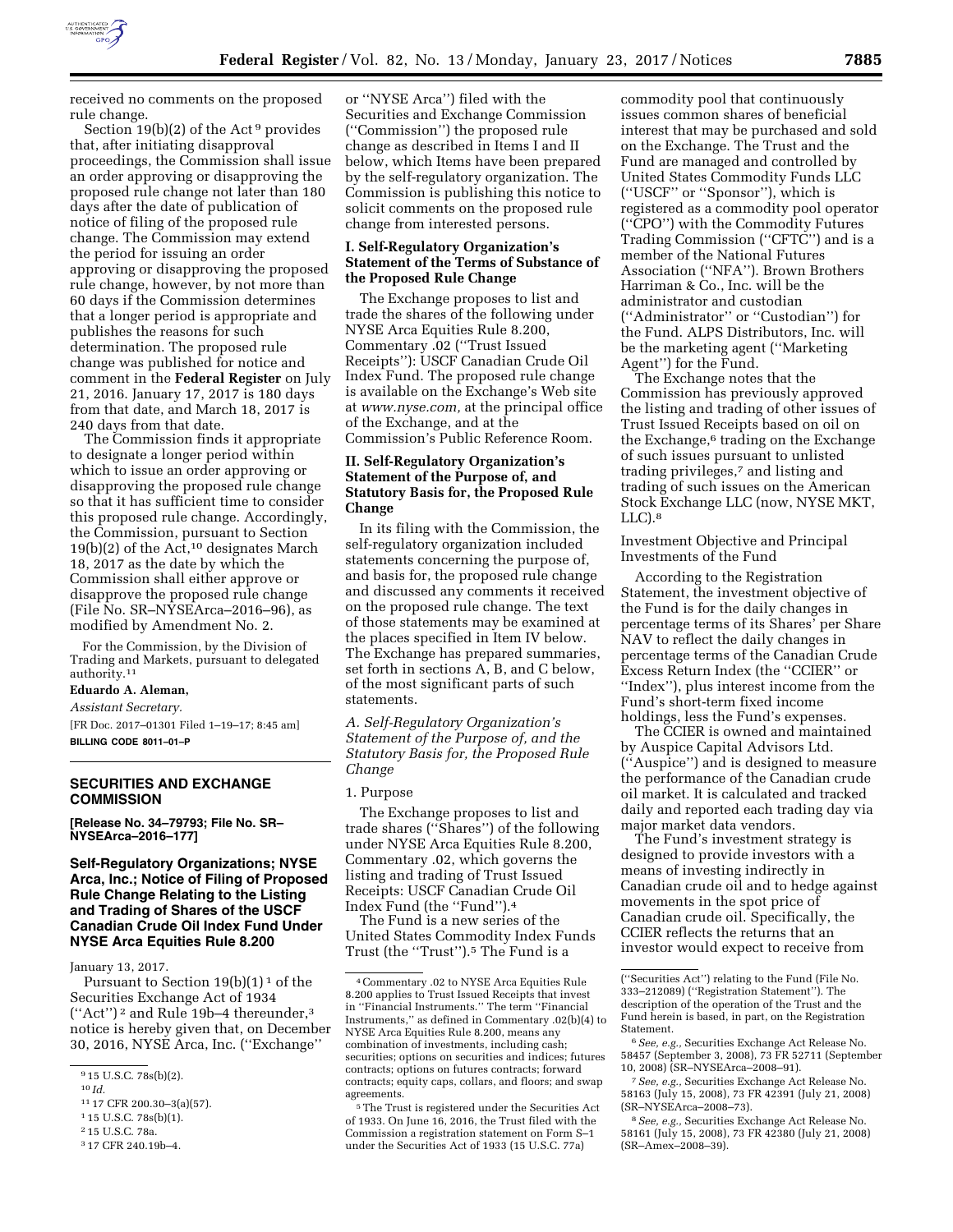received no comments on the proposed rule change.

Section 19(b)(2) of the Act[9] provides that, after initiating disapproval proceedings, the Commission shall issue an order approving or disapproving the proposed rule change not later than 180 days after the date of publication of notice of filing of the proposed rule change. The Commission may extend the period for issuing an order approving or disapproving the proposed rule change, however, by not more than 60 days if the Commission determines that a longer period is appropriate and publishes the reasons for such determination. The proposed rule change was published for notice and comment in the **Federal Register** on July 21, 2016. January 17, 2017 is 180 days from that date, and March 18, 2017 is 240 days from that date.

The Commission finds it appropriate to designate a longer period within which to issue an order approving or disapproving the proposed rule change so that it has sufficient time to consider this proposed rule change. Accordingly, the Commission, pursuant to Section 19(b)(2) of the Act,[10] designates March 18, 2017 as the date by which the Commission shall either approve or disapprove the proposed rule change (File No. SR–NYSEArca–2016–96), as modified by Amendment No. 2.

For the Commission, by the Division of Trading and Markets, pursuant to delegated authority.[11]

**Eduardo A. Aleman,**

*Assistant Secretary.*

[FR Doc. 2017–01301 Filed 1–19–17; 8:45 am]

**BILLING CODE 8011–01–P**

---

9 15 U.S.C. 78s(b)(2).

10 *Id.*

11 17 CFR 200.30–3(a)(57).

---

## SECURITIES AND EXCHANGE COMMISSION

**[Release No. 34–79793; File No. SR–NYSEArca–2016–177]**

## Self-Regulatory Organizations; NYSE Arca, Inc.; Notice of Filing of Proposed Rule Change Relating to the Listing and Trading of Shares of the USCF Canadian Crude Oil Index Fund Under NYSE Arca Equities Rule 8.200

January 13, 2017.

Pursuant to Section 19(b)(1)[1] of the Securities Exchange Act of 1934 ("Act")[2] and Rule 19b–4 thereunder,[3] notice is hereby given that, on December 30, 2016, NYSE Arca, Inc. ("Exchange" or "NYSE Arca") filed with the Securities and Exchange Commission ("Commission") the proposed rule change as described in Items I and II below, which Items have been prepared by the self-regulatory organization. The Commission is publishing this notice to solicit comments on the proposed rule change from interested persons.

### I. Self-Regulatory Organization's Statement of the Terms of Substance of the Proposed Rule Change

The Exchange proposes to list and trade the shares of the following under NYSE Arca Equities Rule 8.200, Commentary .02 ("Trust Issued Receipts"): USCF Canadian Crude Oil Index Fund. The proposed rule change is available on the Exchange's Web site at *www.nyse.com,* at the principal office of the Exchange, and at the Commission's Public Reference Room.

### II. Self-Regulatory Organization's Statement of the Purpose of, and Statutory Basis for, the Proposed Rule Change

In its filing with the Commission, the self-regulatory organization included statements concerning the purpose of, and basis for, the proposed rule change and discussed any comments it received on the proposed rule change. The text of those statements may be examined at the places specified in Item IV below. The Exchange has prepared summaries, set forth in sections A, B, and C below, of the most significant parts of such statements.

*A. Self-Regulatory Organization's Statement of the Purpose of, and the Statutory Basis for, the Proposed Rule Change*

1. Purpose

The Exchange proposes to list and trade shares ("Shares") of the following under NYSE Arca Equities Rule 8.200, Commentary .02, which governs the listing and trading of Trust Issued Receipts: USCF Canadian Crude Oil Index Fund (the "Fund").[4]

The Fund is a new series of the United States Commodity Index Funds Trust (the "Trust").[5] The Fund is a commodity pool that continuously issues common shares of beneficial interest that may be purchased and sold on the Exchange. The Trust and the Fund are managed and controlled by United States Commodity Funds LLC ("USCF" or "Sponsor"), which is registered as a commodity pool operator ("CPO") with the Commodity Futures Trading Commission ("CFTC") and is a member of the National Futures Association ("NFA"). Brown Brothers Harriman & Co., Inc. will be the administrator and custodian ("Administrator" or "Custodian") for the Fund. ALPS Distributors, Inc. will be the marketing agent ("Marketing Agent") for the Fund.

The Exchange notes that the Commission has previously approved the listing and trading of other issues of Trust Issued Receipts based on oil on the Exchange,[6] trading on the Exchange of such issues pursuant to unlisted trading privileges,[7] and listing and trading of such issues on the American Stock Exchange LLC (now, NYSE MKT, LLC).[8]

Investment Objective and Principal Investments of the Fund

According to the Registration Statement, the investment objective of the Fund is for the daily changes in percentage terms of its Shares' per Share NAV to reflect the daily changes in percentage terms of the Canadian Crude Excess Return Index (the "CCIER" or "Index"), plus interest income from the Fund's short-term fixed income holdings, less the Fund's expenses.

The CCIER is owned and maintained by Auspice Capital Advisors Ltd. ("Auspice") and is designed to measure the performance of the Canadian crude oil market. It is calculated and tracked daily and reported each trading day via major market data vendors.

The Fund's investment strategy is designed to provide investors with a means of investing indirectly in Canadian crude oil and to hedge against movements in the spot price of Canadian crude oil. Specifically, the CCIER reflects the returns that an investor would expect to receive from

---

1 15 U.S.C. 78s(b)(1).

2 15 U.S.C. 78a.

3 17 CFR 240.19b–4.

4 Commentary .02 to NYSE Arca Equities Rule 8.200 applies to Trust Issued Receipts that invest in "Financial Instruments." The term "Financial Instruments," as defined in Commentary .02(b)(4) to NYSE Arca Equities Rule 8.200, means any combination of investments, including cash; securities; options on securities and indices; futures contracts; options on futures contracts; forward contracts; equity caps, collars, and floors; and swap agreements.

5 The Trust is registered under the Securities Act of 1933. On June 16, 2016, the Trust filed with the Commission a registration statement on Form S–1 under the Securities Act of 1933 (15 U.S.C. 77a) ("Securities Act") relating to the Fund (File No. 333–212089) ("Registration Statement"). The description of the operation of the Trust and the Fund herein is based, in part, on the Registration Statement.

6 *See, e.g.,* Securities Exchange Act Release No. 58457 (September 3, 2008), 73 FR 52711 (September 10, 2008) (SR–NYSEArca–2008–91).

7 *See, e.g.,* Securities Exchange Act Release No. 58163 (July 15, 2008), 73 FR 42391 (July 21, 2008) (SR–NYSEArca–2008–73).

8 *See, e.g.,* Securities Exchange Act Release No. 58161 (July 15, 2008), 73 FR 42380 (July 21, 2008) (SR–Amex–2008–39).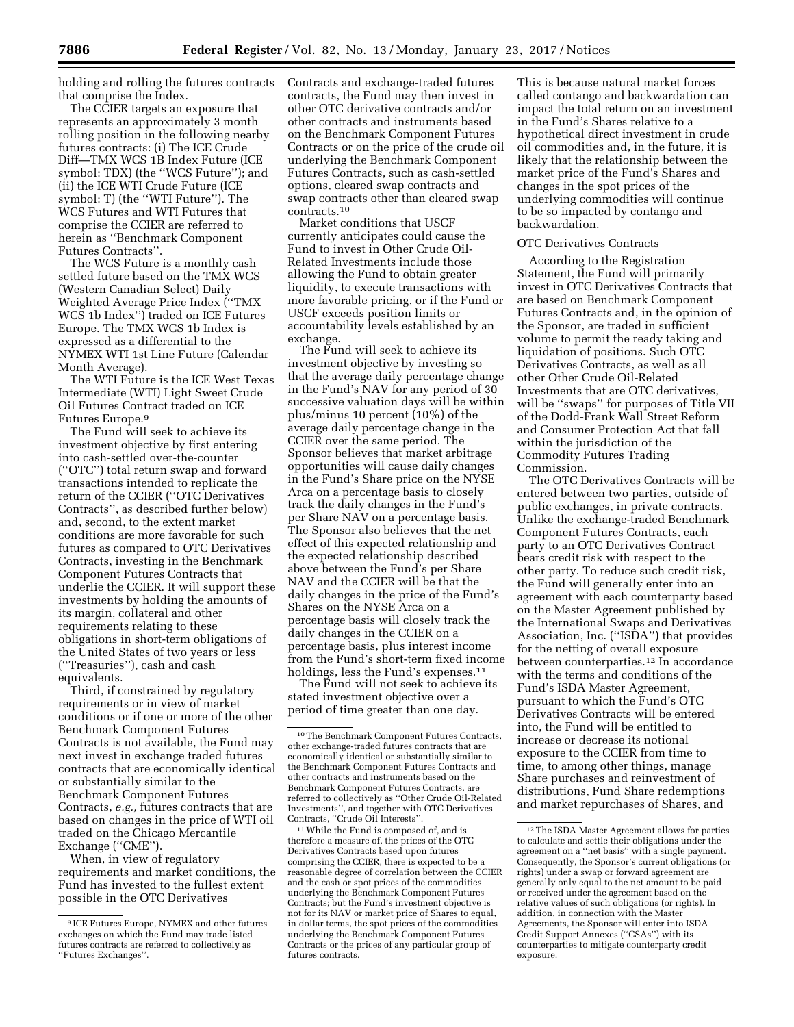holding and rolling the futures contracts that comprise the Index.

The CCIER targets an exposure that represents an approximately 3 month rolling position in the following nearby futures contracts: (i) The ICE Crude Diff—TMX WCS 1B Index Future (ICE symbol: TDX) (the ''WCS Future''); and (ii) the ICE WTI Crude Future (ICE symbol: T) (the ''WTI Future''). The WCS Futures and WTI Futures that comprise the CCIER are referred to herein as ''Benchmark Component Futures Contracts''.

The WCS Future is a monthly cash settled future based on the TMX WCS (Western Canadian Select) Daily Weighted Average Price Index (''TMX WCS 1b Index'') traded on ICE Futures Europe. The TMX WCS 1b Index is expressed as a differential to the NYMEX WTI 1st Line Future (Calendar Month Average).

The WTI Future is the ICE West Texas Intermediate (WTI) Light Sweet Crude Oil Futures Contract traded on ICE Futures Europe.[9]

The Fund will seek to achieve its investment objective by first entering into cash-settled over-the-counter (''OTC'') total return swap and forward transactions intended to replicate the return of the CCIER (''OTC Derivatives Contracts'', as described further below) and, second, to the extent market conditions are more favorable for such futures as compared to OTC Derivatives Contracts, investing in the Benchmark Component Futures Contracts that underlie the CCIER. It will support these investments by holding the amounts of its margin, collateral and other requirements relating to these obligations in short-term obligations of the United States of two years or less (''Treasuries''), cash and cash equivalents.

Third, if constrained by regulatory requirements or in view of market conditions or if one or more of the other Benchmark Component Futures Contracts is not available, the Fund may next invest in exchange traded futures contracts that are economically identical or substantially similar to the Benchmark Component Futures Contracts, *e.g.,* futures contracts that are based on changes in the price of WTI oil traded on the Chicago Mercantile Exchange (''CME'').

When, in view of regulatory requirements and market conditions, the Fund has invested to the fullest extent possible in the OTC Derivatives Contracts and exchange-traded futures contracts, the Fund may then invest in other OTC derivative contracts and/or other contracts and instruments based on the Benchmark Component Futures Contracts or on the price of the crude oil underlying the Benchmark Component Futures Contracts, such as cash-settled options, cleared swap contracts and swap contracts other than cleared swap contracts.[10]

Market conditions that USCF currently anticipates could cause the Fund to invest in Other Crude Oil-Related Investments include those allowing the Fund to obtain greater liquidity, to execute transactions with more favorable pricing, or if the Fund or USCF exceeds position limits or accountability levels established by an exchange.

The Fund will seek to achieve its investment objective by investing so that the average daily percentage change in the Fund's NAV for any period of 30 successive valuation days will be within plus/minus 10 percent (10%) of the average daily percentage change in the CCIER over the same period. The Sponsor believes that market arbitrage opportunities will cause daily changes in the Fund's Share price on the NYSE Arca on a percentage basis to closely track the daily changes in the Fund's per Share NAV on a percentage basis. The Sponsor also believes that the net effect of this expected relationship and the expected relationship described above between the Fund's per Share NAV and the CCIER will be that the daily changes in the price of the Fund's Shares on the NYSE Arca on a percentage basis will closely track the daily changes in the CCIER on a percentage basis, plus interest income from the Fund's short-term fixed income holdings, less the Fund's expenses.[11]

The Fund will not seek to achieve its stated investment objective over a period of time greater than one day. This is because natural market forces called contango and backwardation can impact the total return on an investment in the Fund's Shares relative to a hypothetical direct investment in crude oil commodities and, in the future, it is likely that the relationship between the market price of the Fund's Shares and changes in the spot prices of the underlying commodities will continue to be so impacted by contango and backwardation.

### OTC Derivatives Contracts

According to the Registration Statement, the Fund will primarily invest in OTC Derivatives Contracts that are based on Benchmark Component Futures Contracts and, in the opinion of the Sponsor, are traded in sufficient volume to permit the ready taking and liquidation of positions. Such OTC Derivatives Contracts, as well as all other Other Crude Oil-Related Investments that are OTC derivatives, will be ''swaps'' for purposes of Title VII of the Dodd-Frank Wall Street Reform and Consumer Protection Act that fall within the jurisdiction of the Commodity Futures Trading Commission.

The OTC Derivatives Contracts will be entered between two parties, outside of public exchanges, in private contracts. Unlike the exchange-traded Benchmark Component Futures Contracts, each party to an OTC Derivatives Contract bears credit risk with respect to the other party. To reduce such credit risk, the Fund will generally enter into an agreement with each counterparty based on the Master Agreement published by the International Swaps and Derivatives Association, Inc. (''ISDA'') that provides for the netting of overall exposure between counterparties.[12] In accordance with the terms and conditions of the Fund's ISDA Master Agreement, pursuant to which the Fund's OTC Derivatives Contracts will be entered into, the Fund will be entitled to increase or decrease its notional exposure to the CCIER from time to time, to among other things, manage Share purchases and reinvestment of distributions, Fund Share redemptions and market repurchases of Shares, and

---

[9] ICE Futures Europe, NYMEX and other futures exchanges on which the Fund may trade listed futures contracts are referred to collectively as ''Futures Exchanges''.

[10] The Benchmark Component Futures Contracts, other exchange-traded futures contracts that are economically identical or substantially similar to the Benchmark Component Futures Contracts and other contracts and instruments based on the Benchmark Component Futures Contracts, are referred to collectively as ''Other Crude Oil-Related Investments'', and together with OTC Derivatives Contracts, ''Crude Oil Interests''.

[11] While the Fund is composed of, and is therefore a measure of, the prices of the OTC Derivatives Contracts based upon futures comprising the CCIER, there is expected to be a reasonable degree of correlation between the CCIER and the cash or spot prices of the commodities underlying the Benchmark Component Futures Contracts; but the Fund's investment objective is not for its NAV or market price of Shares to equal, in dollar terms, the spot prices of the commodities underlying the Benchmark Component Futures Contracts or the prices of any particular group of futures contracts.

[12] The ISDA Master Agreement allows for parties to calculate and settle their obligations under the agreement on a ''net basis'' with a single payment. Consequently, the Sponsor's current obligations (or rights) under a swap or forward agreement are generally only equal to the net amount to be paid or received under the agreement based on the relative values of such obligations (or rights). In addition, in connection with the Master Agreements, the Sponsor will enter into ISDA Credit Support Annexes (''CSAs'') with its counterparties to mitigate counterparty credit exposure.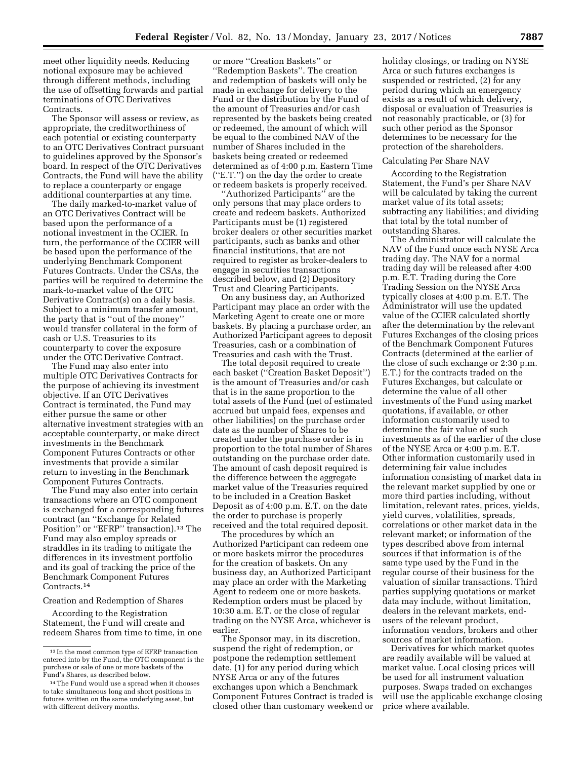meet other liquidity needs. Reducing notional exposure may be achieved through different methods, including the use of offsetting forwards and partial terminations of OTC Derivatives Contracts.

The Sponsor will assess or review, as appropriate, the creditworthiness of each potential or existing counterparty to an OTC Derivatives Contract pursuant to guidelines approved by the Sponsor's board. In respect of the OTC Derivatives Contracts, the Fund will have the ability to replace a counterparty or engage additional counterparties at any time.

The daily marked-to-market value of an OTC Derivatives Contract will be based upon the performance of a notional investment in the CCIER. In turn, the performance of the CCIER will be based upon the performance of the underlying Benchmark Component Futures Contracts. Under the CSAs, the parties will be required to determine the mark-to-market value of the OTC Derivative Contract(s) on a daily basis. Subject to a minimum transfer amount, the party that is ''out of the money'' would transfer collateral in the form of cash or U.S. Treasuries to its counterparty to cover the exposure under the OTC Derivative Contract.

The Fund may also enter into multiple OTC Derivatives Contracts for the purpose of achieving its investment objective. If an OTC Derivatives Contract is terminated, the Fund may either pursue the same or other alternative investment strategies with an acceptable counterparty, or make direct investments in the Benchmark Component Futures Contracts or other investments that provide a similar return to investing in the Benchmark Component Futures Contracts.

The Fund may also enter into certain transactions where an OTC component is exchanged for a corresponding futures contract (an ''Exchange for Related Position'' or ''EFRP'' transaction).[13] The Fund may also employ spreads or straddles in its trading to mitigate the differences in its investment portfolio and its goal of tracking the price of the Benchmark Component Futures Contracts.[14]

Creation and Redemption of Shares

According to the Registration Statement, the Fund will create and redeem Shares from time to time, in one or more ''Creation Baskets'' or ''Redemption Baskets''. The creation and redemption of baskets will only be made in exchange for delivery to the Fund or the distribution by the Fund of the amount of Treasuries and/or cash represented by the baskets being created or redeemed, the amount of which will be equal to the combined NAV of the number of Shares included in the baskets being created or redeemed determined as of 4:00 p.m. Eastern Time (''E.T.'') on the day the order to create or redeem baskets is properly received.

''Authorized Participants'' are the only persons that may place orders to create and redeem baskets. Authorized Participants must be (1) registered broker dealers or other securities market participants, such as banks and other financial institutions, that are not required to register as broker-dealers to engage in securities transactions described below, and (2) Depository Trust and Clearing Participants.

On any business day, an Authorized Participant may place an order with the Marketing Agent to create one or more baskets. By placing a purchase order, an Authorized Participant agrees to deposit Treasuries, cash or a combination of Treasuries and cash with the Trust.

The total deposit required to create each basket (''Creation Basket Deposit'') is the amount of Treasuries and/or cash that is in the same proportion to the total assets of the Fund (net of estimated accrued but unpaid fees, expenses and other liabilities) on the purchase order date as the number of Shares to be created under the purchase order is in proportion to the total number of Shares outstanding on the purchase order date. The amount of cash deposit required is the difference between the aggregate market value of the Treasuries required to be included in a Creation Basket Deposit as of 4:00 p.m. E.T. on the date the order to purchase is properly received and the total required deposit.

The procedures by which an Authorized Participant can redeem one or more baskets mirror the procedures for the creation of baskets. On any business day, an Authorized Participant may place an order with the Marketing Agent to redeem one or more baskets. Redemption orders must be placed by 10:30 a.m. E.T. or the close of regular trading on the NYSE Arca, whichever is earlier.

The Sponsor may, in its discretion, suspend the right of redemption, or postpone the redemption settlement date, (1) for any period during which NYSE Arca or any of the futures exchanges upon which a Benchmark Component Futures Contract is traded is closed other than customary weekend or holiday closings, or trading on NYSE Arca or such futures exchanges is suspended or restricted, (2) for any period during which an emergency exists as a result of which delivery, disposal or evaluation of Treasuries is not reasonably practicable, or (3) for such other period as the Sponsor determines to be necessary for the protection of the shareholders.

Calculating Per Share NAV

According to the Registration Statement, the Fund's per Share NAV will be calculated by taking the current market value of its total assets; subtracting any liabilities; and dividing that total by the total number of outstanding Shares.

The Administrator will calculate the NAV of the Fund once each NYSE Arca trading day. The NAV for a normal trading day will be released after 4:00 p.m. E.T. Trading during the Core Trading Session on the NYSE Arca typically closes at 4:00 p.m. E.T. The Administrator will use the updated value of the CCIER calculated shortly after the determination by the relevant Futures Exchanges of the closing prices of the Benchmark Component Futures Contracts (determined at the earlier of the close of such exchange or 2:30 p.m. E.T.) for the contracts traded on the Futures Exchanges, but calculate or determine the value of all other investments of the Fund using market quotations, if available, or other information customarily used to determine the fair value of such investments as of the earlier of the close of the NYSE Arca or 4:00 p.m. E.T. Other information customarily used in determining fair value includes information consisting of market data in the relevant market supplied by one or more third parties including, without limitation, relevant rates, prices, yields, yield curves, volatilities, spreads, correlations or other market data in the relevant market; or information of the types described above from internal sources if that information is of the same type used by the Fund in the regular course of their business for the valuation of similar transactions. Third parties supplying quotations or market data may include, without limitation, dealers in the relevant markets, end-users of the relevant product, information vendors, brokers and other sources of market information.

Derivatives for which market quotes are readily available will be valued at market value. Local closing prices will be used for all instrument valuation purposes. Swaps traded on exchanges will use the applicable exchange closing price where available.

[13] In the most common type of EFRP transaction entered into by the Fund, the OTC component is the purchase or sale of one or more baskets of the Fund's Shares, as described below.

[14] The Fund would use a spread when it chooses to take simultaneous long and short positions in futures written on the same underlying asset, but with different delivery months.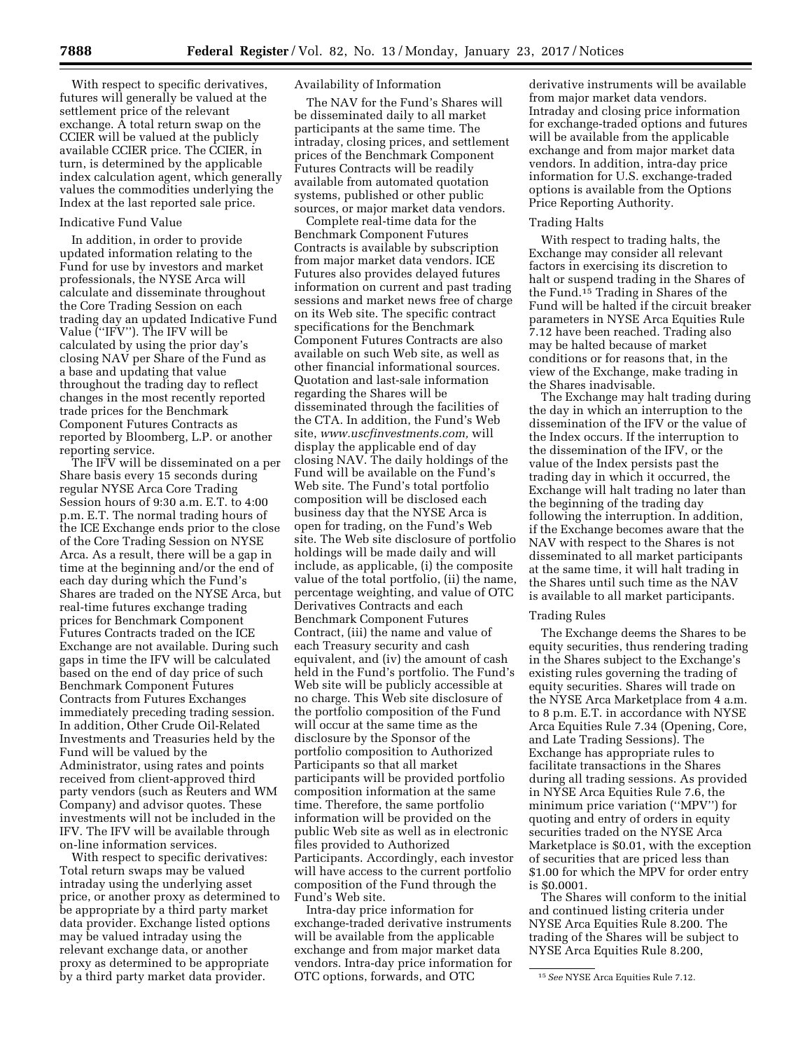With respect to specific derivatives, futures will generally be valued at the settlement price of the relevant exchange. A total return swap on the CCIER will be valued at the publicly available CCIER price. The CCIER, in turn, is determined by the applicable index calculation agent, which generally values the commodities underlying the Index at the last reported sale price.

### Indicative Fund Value

In addition, in order to provide updated information relating to the Fund for use by investors and market professionals, the NYSE Arca will calculate and disseminate throughout the Core Trading Session on each trading day an updated Indicative Fund Value (''IFV''). The IFV will be calculated by using the prior day's closing NAV per Share of the Fund as a base and updating that value throughout the trading day to reflect changes in the most recently reported trade prices for the Benchmark Component Futures Contracts as reported by Bloomberg, L.P. or another reporting service.

The IFV will be disseminated on a per Share basis every 15 seconds during regular NYSE Arca Core Trading Session hours of 9:30 a.m. E.T. to 4:00 p.m. E.T. The normal trading hours of the ICE Exchange ends prior to the close of the Core Trading Session on NYSE Arca. As a result, there will be a gap in time at the beginning and/or the end of each day during which the Fund's Shares are traded on the NYSE Arca, but real-time futures exchange trading prices for Benchmark Component Futures Contracts traded on the ICE Exchange are not available. During such gaps in time the IFV will be calculated based on the end of day price of such Benchmark Component Futures Contracts from Futures Exchanges immediately preceding trading session. In addition, Other Crude Oil-Related Investments and Treasuries held by the Fund will be valued by the Administrator, using rates and points received from client-approved third party vendors (such as Reuters and WM Company) and advisor quotes. These investments will not be included in the IFV. The IFV will be available through on-line information services.

With respect to specific derivatives: Total return swaps may be valued intraday using the underlying asset price, or another proxy as determined to be appropriate by a third party market data provider. Exchange listed options may be valued intraday using the relevant exchange data, or another proxy as determined to be appropriate by a third party market data provider.

### Availability of Information

The NAV for the Fund's Shares will be disseminated daily to all market participants at the same time. The intraday, closing prices, and settlement prices of the Benchmark Component Futures Contracts will be readily available from automated quotation systems, published or other public sources, or major market data vendors.

Complete real-time data for the Benchmark Component Futures Contracts is available by subscription from major market data vendors. ICE Futures also provides delayed futures information on current and past trading sessions and market news free of charge on its Web site. The specific contract specifications for the Benchmark Component Futures Contracts are also available on such Web site, as well as other financial informational sources. Quotation and last-sale information regarding the Shares will be disseminated through the facilities of the CTA. In addition, the Fund's Web site, *www.uscfinvestments.com,* will display the applicable end of day closing NAV. The daily holdings of the Fund will be available on the Fund's Web site. The Fund's total portfolio composition will be disclosed each business day that the NYSE Arca is open for trading, on the Fund's Web site. The Web site disclosure of portfolio holdings will be made daily and will include, as applicable, (i) the composite value of the total portfolio, (ii) the name, percentage weighting, and value of OTC Derivatives Contracts and each Benchmark Component Futures Contract, (iii) the name and value of each Treasury security and cash equivalent, and (iv) the amount of cash held in the Fund's portfolio. The Fund's Web site will be publicly accessible at no charge. This Web site disclosure of the portfolio composition of the Fund will occur at the same time as the disclosure by the Sponsor of the portfolio composition to Authorized Participants so that all market participants will be provided portfolio composition information at the same time. Therefore, the same portfolio information will be provided on the public Web site as well as in electronic files provided to Authorized Participants. Accordingly, each investor will have access to the current portfolio composition of the Fund through the Fund's Web site.

Intra-day price information for exchange-traded derivative instruments will be available from the applicable exchange and from major market data vendors. Intra-day price information for OTC options, forwards, and OTC derivative instruments will be available from major market data vendors. Intraday and closing price information for exchange-traded options and futures will be available from the applicable exchange and from major market data vendors. In addition, intra-day price information for U.S. exchange-traded options is available from the Options Price Reporting Authority.

### Trading Halts

With respect to trading halts, the Exchange may consider all relevant factors in exercising its discretion to halt or suspend trading in the Shares of the Fund.[15] Trading in Shares of the Fund will be halted if the circuit breaker parameters in NYSE Arca Equities Rule 7.12 have been reached. Trading also may be halted because of market conditions or for reasons that, in the view of the Exchange, make trading in the Shares inadvisable.

The Exchange may halt trading during the day in which an interruption to the dissemination of the IFV or the value of the Index occurs. If the interruption to the dissemination of the IFV, or the value of the Index persists past the trading day in which it occurred, the Exchange will halt trading no later than the beginning of the trading day following the interruption. In addition, if the Exchange becomes aware that the NAV with respect to the Shares is not disseminated to all market participants at the same time, it will halt trading in the Shares until such time as the NAV is available to all market participants.

### Trading Rules

The Exchange deems the Shares to be equity securities, thus rendering trading in the Shares subject to the Exchange's existing rules governing the trading of equity securities. Shares will trade on the NYSE Arca Marketplace from 4 a.m. to 8 p.m. E.T. in accordance with NYSE Arca Equities Rule 7.34 (Opening, Core, and Late Trading Sessions). The Exchange has appropriate rules to facilitate transactions in the Shares during all trading sessions. As provided in NYSE Arca Equities Rule 7.6, the minimum price variation (''MPV'') for quoting and entry of orders in equity securities traded on the NYSE Arca Marketplace is $0.01, with the exception of securities that are priced less than $1.00 for which the MPV for order entry is $0.0001.

The Shares will conform to the initial and continued listing criteria under NYSE Arca Equities Rule 8.200. The trading of the Shares will be subject to NYSE Arca Equities Rule 8.200,

[15] *See* NYSE Arca Equities Rule 7.12.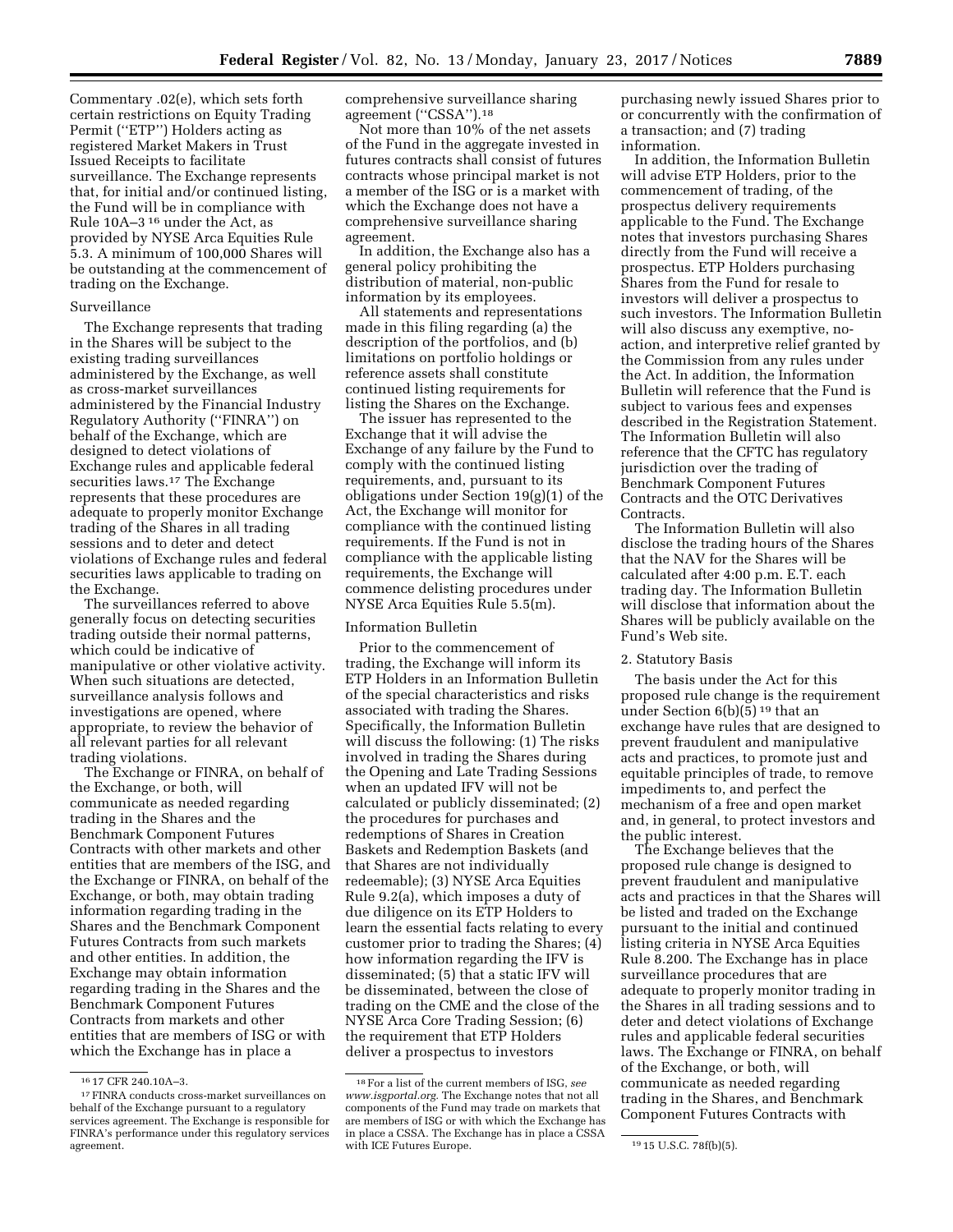Commentary .02(e), which sets forth certain restrictions on Equity Trading Permit (''ETP'') Holders acting as registered Market Makers in Trust Issued Receipts to facilitate surveillance. The Exchange represents that, for initial and/or continued listing, the Fund will be in compliance with Rule 10A–3 [16] under the Act, as provided by NYSE Arca Equities Rule 5.3. A minimum of 100,000 Shares will be outstanding at the commencement of trading on the Exchange.

Surveillance

The Exchange represents that trading in the Shares will be subject to the existing trading surveillances administered by the Exchange, as well as cross-market surveillances administered by the Financial Industry Regulatory Authority (''FINRA'') on behalf of the Exchange, which are designed to detect violations of Exchange rules and applicable federal securities laws.[17] The Exchange represents that these procedures are adequate to properly monitor Exchange trading of the Shares in all trading sessions and to deter and detect violations of Exchange rules and federal securities laws applicable to trading on the Exchange.

The surveillances referred to above generally focus on detecting securities trading outside their normal patterns, which could be indicative of manipulative or other violative activity. When such situations are detected, surveillance analysis follows and investigations are opened, where appropriate, to review the behavior of all relevant parties for all relevant trading violations.

The Exchange or FINRA, on behalf of the Exchange, or both, will communicate as needed regarding trading in the Shares and the Benchmark Component Futures Contracts with other markets and other entities that are members of the ISG, and the Exchange or FINRA, on behalf of the Exchange, or both, may obtain trading information regarding trading in the Shares and the Benchmark Component Futures Contracts from such markets and other entities. In addition, the Exchange may obtain information regarding trading in the Shares and the Benchmark Component Futures Contracts from markets and other entities that are members of ISG or with which the Exchange has in place a comprehensive surveillance sharing agreement (''CSSA'').[18]

Not more than 10% of the net assets of the Fund in the aggregate invested in futures contracts shall consist of futures contracts whose principal market is not a member of the ISG or is a market with which the Exchange does not have a comprehensive surveillance sharing agreement.

In addition, the Exchange also has a general policy prohibiting the distribution of material, non-public information by its employees.

All statements and representations made in this filing regarding (a) the description of the portfolios, and (b) limitations on portfolio holdings or reference assets shall constitute continued listing requirements for listing the Shares on the Exchange.

The issuer has represented to the Exchange that it will advise the Exchange of any failure by the Fund to comply with the continued listing requirements, and, pursuant to its obligations under Section 19(g)(1) of the Act, the Exchange will monitor for compliance with the continued listing requirements. If the Fund is not in compliance with the applicable listing requirements, the Exchange will commence delisting procedures under NYSE Arca Equities Rule 5.5(m).

Information Bulletin

Prior to the commencement of trading, the Exchange will inform its ETP Holders in an Information Bulletin of the special characteristics and risks associated with trading the Shares. Specifically, the Information Bulletin will discuss the following: (1) The risks involved in trading the Shares during the Opening and Late Trading Sessions when an updated IFV will not be calculated or publicly disseminated; (2) the procedures for purchases and redemptions of Shares in Creation Baskets and Redemption Baskets (and that Shares are not individually redeemable); (3) NYSE Arca Equities Rule 9.2(a), which imposes a duty of due diligence on its ETP Holders to learn the essential facts relating to every customer prior to trading the Shares; (4) how information regarding the IFV is disseminated; (5) that a static IFV will be disseminated, between the close of trading on the CME and the close of the NYSE Arca Core Trading Session; (6) the requirement that ETP Holders deliver a prospectus to investors purchasing newly issued Shares prior to or concurrently with the confirmation of a transaction; and (7) trading information.

In addition, the Information Bulletin will advise ETP Holders, prior to the commencement of trading, of the prospectus delivery requirements applicable to the Fund. The Exchange notes that investors purchasing Shares directly from the Fund will receive a prospectus. ETP Holders purchasing Shares from the Fund for resale to investors will deliver a prospectus to such investors. The Information Bulletin will also discuss any exemptive, no-action, and interpretive relief granted by the Commission from any rules under the Act. In addition, the Information Bulletin will reference that the Fund is subject to various fees and expenses described in the Registration Statement. The Information Bulletin will also reference that the CFTC has regulatory jurisdiction over the trading of Benchmark Component Futures Contracts and the OTC Derivatives Contracts.

The Information Bulletin will also disclose the trading hours of the Shares that the NAV for the Shares will be calculated after 4:00 p.m. E.T. each trading day. The Information Bulletin will disclose that information about the Shares will be publicly available on the Fund's Web site.

2. Statutory Basis

The basis under the Act for this proposed rule change is the requirement under Section 6(b)(5) [19] that an exchange have rules that are designed to prevent fraudulent and manipulative acts and practices, to promote just and equitable principles of trade, to remove impediments to, and perfect the mechanism of a free and open market and, in general, to protect investors and the public interest.

The Exchange believes that the proposed rule change is designed to prevent fraudulent and manipulative acts and practices in that the Shares will be listed and traded on the Exchange pursuant to the initial and continued listing criteria in NYSE Arca Equities Rule 8.200. The Exchange has in place surveillance procedures that are adequate to properly monitor trading in the Shares in all trading sessions and to deter and detect violations of Exchange rules and applicable federal securities laws. The Exchange or FINRA, on behalf of the Exchange, or both, will communicate as needed regarding trading in the Shares, and Benchmark Component Futures Contracts with

---

[16] 17 CFR 240.10A–3.

[17] FINRA conducts cross-market surveillances on behalf of the Exchange pursuant to a regulatory services agreement. The Exchange is responsible for FINRA's performance under this regulatory services agreement.

[18] For a list of the current members of ISG, *see www.isgportal.org.* The Exchange notes that not all components of the Fund may trade on markets that are members of ISG or with which the Exchange has in place a CSSA. The Exchange has in place a CSSA with ICE Futures Europe.

[19] 15 U.S.C. 78f(b)(5).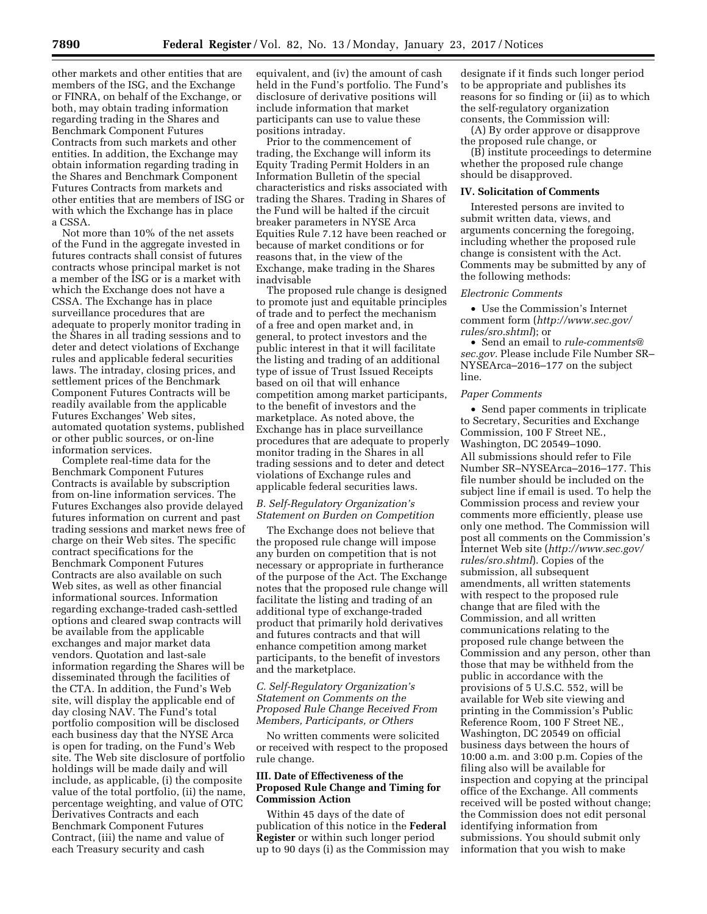other markets and other entities that are members of the ISG, and the Exchange or FINRA, on behalf of the Exchange, or both, may obtain trading information regarding trading in the Shares and Benchmark Component Futures Contracts from such markets and other entities. In addition, the Exchange may obtain information regarding trading in the Shares and Benchmark Component Futures Contracts from markets and other entities that are members of ISG or with which the Exchange has in place a CSSA.

Not more than 10% of the net assets of the Fund in the aggregate invested in futures contracts shall consist of futures contracts whose principal market is not a member of the ISG or is a market with which the Exchange does not have a CSSA. The Exchange has in place surveillance procedures that are adequate to properly monitor trading in the Shares in all trading sessions and to deter and detect violations of Exchange rules and applicable federal securities laws. The intraday, closing prices, and settlement prices of the Benchmark Component Futures Contracts will be readily available from the applicable Futures Exchanges' Web sites, automated quotation systems, published or other public sources, or on-line information services.

Complete real-time data for the Benchmark Component Futures Contracts is available by subscription from on-line information services. The Futures Exchanges also provide delayed futures information on current and past trading sessions and market news free of charge on their Web sites. The specific contract specifications for the Benchmark Component Futures Contracts are also available on such Web sites, as well as other financial informational sources. Information regarding exchange-traded cash-settled options and cleared swap contracts will be available from the applicable exchanges and major market data vendors. Quotation and last-sale information regarding the Shares will be disseminated through the facilities of the CTA. In addition, the Fund's Web site, will display the applicable end of day closing NAV. The Fund's total portfolio composition will be disclosed each business day that the NYSE Arca is open for trading, on the Fund's Web site. The Web site disclosure of portfolio holdings will be made daily and will include, as applicable, (i) the composite value of the total portfolio, (ii) the name, percentage weighting, and value of OTC Derivatives Contracts and each Benchmark Component Futures Contract, (iii) the name and value of each Treasury security and cash equivalent, and (iv) the amount of cash held in the Fund's portfolio. The Fund's disclosure of derivative positions will include information that market participants can use to value these positions intraday.

Prior to the commencement of trading, the Exchange will inform its Equity Trading Permit Holders in an Information Bulletin of the special characteristics and risks associated with trading the Shares. Trading in Shares of the Fund will be halted if the circuit breaker parameters in NYSE Arca Equities Rule 7.12 have been reached or because of market conditions or for reasons that, in the view of the Exchange, make trading in the Shares inadvisable

The proposed rule change is designed to promote just and equitable principles of trade and to perfect the mechanism of a free and open market and, in general, to protect investors and the public interest in that it will facilitate the listing and trading of an additional type of issue of Trust Issued Receipts based on oil that will enhance competition among market participants, to the benefit of investors and the marketplace. As noted above, the Exchange has in place surveillance procedures that are adequate to properly monitor trading in the Shares in all trading sessions and to deter and detect violations of Exchange rules and applicable federal securities laws.

### *B. Self-Regulatory Organization's Statement on Burden on Competition*

The Exchange does not believe that the proposed rule change will impose any burden on competition that is not necessary or appropriate in furtherance of the purpose of the Act. The Exchange notes that the proposed rule change will facilitate the listing and trading of an additional type of exchange-traded product that primarily hold derivatives and futures contracts and that will enhance competition among market participants, to the benefit of investors and the marketplace.

### *C. Self-Regulatory Organization's Statement on Comments on the Proposed Rule Change Received From Members, Participants, or Others*

No written comments were solicited or received with respect to the proposed rule change.

## III. Date of Effectiveness of the Proposed Rule Change and Timing for Commission Action

Within 45 days of the date of publication of this notice in the **Federal Register** or within such longer period up to 90 days (i) as the Commission may designate if it finds such longer period to be appropriate and publishes its reasons for so finding or (ii) as to which the self-regulatory organization consents, the Commission will:

(A) By order approve or disapprove the proposed rule change, or

(B) institute proceedings to determine whether the proposed rule change should be disapproved.

## IV. Solicitation of Comments

Interested persons are invited to submit written data, views, and arguments concerning the foregoing, including whether the proposed rule change is consistent with the Act. Comments may be submitted by any of the following methods:

*Electronic Comments*

- Use the Commission's Internet comment form (*http://www.sec.gov/rules/sro.shtml*); or
- Send an email to *rule-comments@sec.gov.* Please include File Number SR–NYSEArca–2016–177 on the subject line.

*Paper Comments*

- Send paper comments in triplicate to Secretary, Securities and Exchange Commission, 100 F Street NE., Washington, DC 20549–1090.

All submissions should refer to File Number SR–NYSEArca–2016–177. This file number should be included on the subject line if email is used. To help the Commission process and review your comments more efficiently, please use only one method. The Commission will post all comments on the Commission's Internet Web site (*http://www.sec.gov/rules/sro.shtml*). Copies of the submission, all subsequent amendments, all written statements with respect to the proposed rule change that are filed with the Commission, and all written communications relating to the proposed rule change between the Commission and any person, other than those that may be withheld from the public in accordance with the provisions of 5 U.S.C. 552, will be available for Web site viewing and printing in the Commission's Public Reference Room, 100 F Street NE., Washington, DC 20549 on official business days between the hours of 10:00 a.m. and 3:00 p.m. Copies of the filing also will be available for inspection and copying at the principal office of the Exchange. All comments received will be posted without change; the Commission does not edit personal identifying information from submissions. You should submit only information that you wish to make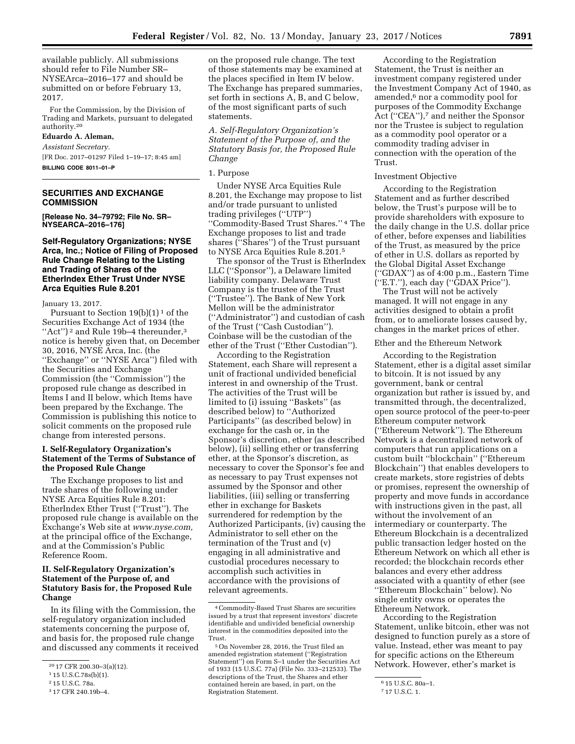available publicly. All submissions should refer to File Number SR–NYSEArca–2016–177 and should be submitted on or before February 13, 2017.

For the Commission, by the Division of Trading and Markets, pursuant to delegated authority.[20]

**Eduardo A. Aleman,**

*Assistant Secretary.*

[FR Doc. 2017–01297 Filed 1–19–17; 8:45 am]

**BILLING CODE 8011–01–P**

## SECURITIES AND EXCHANGE COMMISSION

**[Release No. 34–79792; File No. SR–NYSEARCA–2016–176]**

## Self-Regulatory Organizations; NYSE Arca, Inc.; Notice of Filing of Proposed Rule Change Relating to the Listing and Trading of Shares of the EtherIndex Ether Trust Under NYSE Arca Equities Rule 8.201

January 13, 2017.

Pursuant to Section 19(b)(1)[1] of the Securities Exchange Act of 1934 (the "Act")[2] and Rule 19b–4 thereunder,[3] notice is hereby given that, on December 30, 2016, NYSE Arca, Inc. (the "Exchange" or "NYSE Arca") filed with the Securities and Exchange Commission (the "Commission") the proposed rule change as described in Items I and II below, which Items have been prepared by the Exchange. The Commission is publishing this notice to solicit comments on the proposed rule change from interested persons.

### I. Self-Regulatory Organization's Statement of the Terms of Substance of the Proposed Rule Change

The Exchange proposes to list and trade shares of the following under NYSE Arca Equities Rule 8.201: EtherIndex Ether Trust ("Trust"). The proposed rule change is available on the Exchange's Web site at *www.nyse.com,* at the principal office of the Exchange, and at the Commission's Public Reference Room.

### II. Self-Regulatory Organization's Statement of the Purpose of, and Statutory Basis for, the Proposed Rule Change

In its filing with the Commission, the self-regulatory organization included statements concerning the purpose of, and basis for, the proposed rule change and discussed any comments it received on the proposed rule change. The text of those statements may be examined at the places specified in Item IV below. The Exchange has prepared summaries, set forth in sections A, B, and C below, of the most significant parts of such statements.

*A. Self-Regulatory Organization's Statement of the Purpose of, and the Statutory Basis for, the Proposed Rule Change*

1. Purpose

Under NYSE Arca Equities Rule 8.201, the Exchange may propose to list and/or trade pursuant to unlisted trading privileges ("UTP") "Commodity-Based Trust Shares."[4] The Exchange proposes to list and trade shares ("Shares") of the Trust pursuant to NYSE Arca Equities Rule 8.201.[5]

The sponsor of the Trust is EtherIndex LLC ("Sponsor"), a Delaware limited liability company. Delaware Trust Company is the trustee of the Trust ("Trustee"). The Bank of New York Mellon will be the administrator ("Administrator") and custodian of cash of the Trust ("Cash Custodian"). Coinbase will be the custodian of the ether of the Trust ("Ether Custodian").

According to the Registration Statement, each Share will represent a unit of fractional undivided beneficial interest in and ownership of the Trust. The activities of the Trust will be limited to (i) issuing "Baskets" (as described below) to "Authorized Participants" (as described below) in exchange for the cash or, in the Sponsor's discretion, ether (as described below), (ii) selling ether or transferring ether, at the Sponsor's discretion, as necessary to cover the Sponsor's fee and as necessary to pay Trust expenses not assumed by the Sponsor and other liabilities, (iii) selling or transferring ether in exchange for Baskets surrendered for redemption by the Authorized Participants, (iv) causing the Administrator to sell ether on the termination of the Trust and (v) engaging in all administrative and custodial procedures necessary to accomplish such activities in accordance with the provisions of relevant agreements.

According to the Registration Statement, the Trust is neither an investment company registered under the Investment Company Act of 1940, as amended,[6] nor a commodity pool for purposes of the Commodity Exchange Act ("CEA"),[7] and neither the Sponsor nor the Trustee is subject to regulation as a commodity pool operator or a commodity trading adviser in connection with the operation of the Trust.

Investment Objective

According to the Registration Statement and as further described below, the Trust's purpose will be to provide shareholders with exposure to the daily change in the U.S. dollar price of ether, before expenses and liabilities of the Trust, as measured by the price of ether in U.S. dollars as reported by the Global Digital Asset Exchange ("GDAX") as of 4:00 p.m., Eastern Time ("E.T."), each day ("GDAX Price").

The Trust will not be actively managed. It will not engage in any activities designed to obtain a profit from, or to ameliorate losses caused by, changes in the market prices of ether.

Ether and the Ethereum Network

According to the Registration Statement, ether is a digital asset similar to bitcoin. It is not issued by any government, bank or central organization but rather is issued by, and transmitted through, the decentralized, open source protocol of the peer-to-peer Ethereum computer network ("Ethereum Network"). The Ethereum Network is a decentralized network of computers that run applications on a custom built "blockchain" ("Ethereum Blockchain") that enables developers to create markets, store registries of debts or promises, represent the ownership of property and move funds in accordance with instructions given in the past, all without the involvement of an intermediary or counterparty. The Ethereum Blockchain is a decentralized public transaction ledger hosted on the Ethereum Network on which all ether is recorded; the blockchain records ether balances and every ether address associated with a quantity of ether (see "Ethereum Blockchain" below). No single entity owns or operates the Ethereum Network.

According to the Registration Statement, unlike bitcoin, ether was not designed to function purely as a store of value. Instead, ether was meant to pay for specific actions on the Ethereum Network. However, ether's market is

---

[20] 17 CFR 200.30–3(a)(12).

[1] 15 U.S.C.78s(b)(1).

[2] 15 U.S.C. 78a.

[3] 17 CFR 240.19b–4.

[4] Commodity-Based Trust Shares are securities issued by a trust that represent investors' discrete identifiable and undivided beneficial ownership interest in the commodities deposited into the Trust.

[5] On November 28, 2016, the Trust filed an amended registration statement ("Registration Statement") on Form S–1 under the Securities Act of 1933 (15 U.S.C. 77a) (File No. 333–212533). The descriptions of the Trust, the Shares and ether contained herein are based, in part, on the Registration Statement.

[6] 15 U.S.C. 80a–1.

[7] 17 U.S.C. 1.